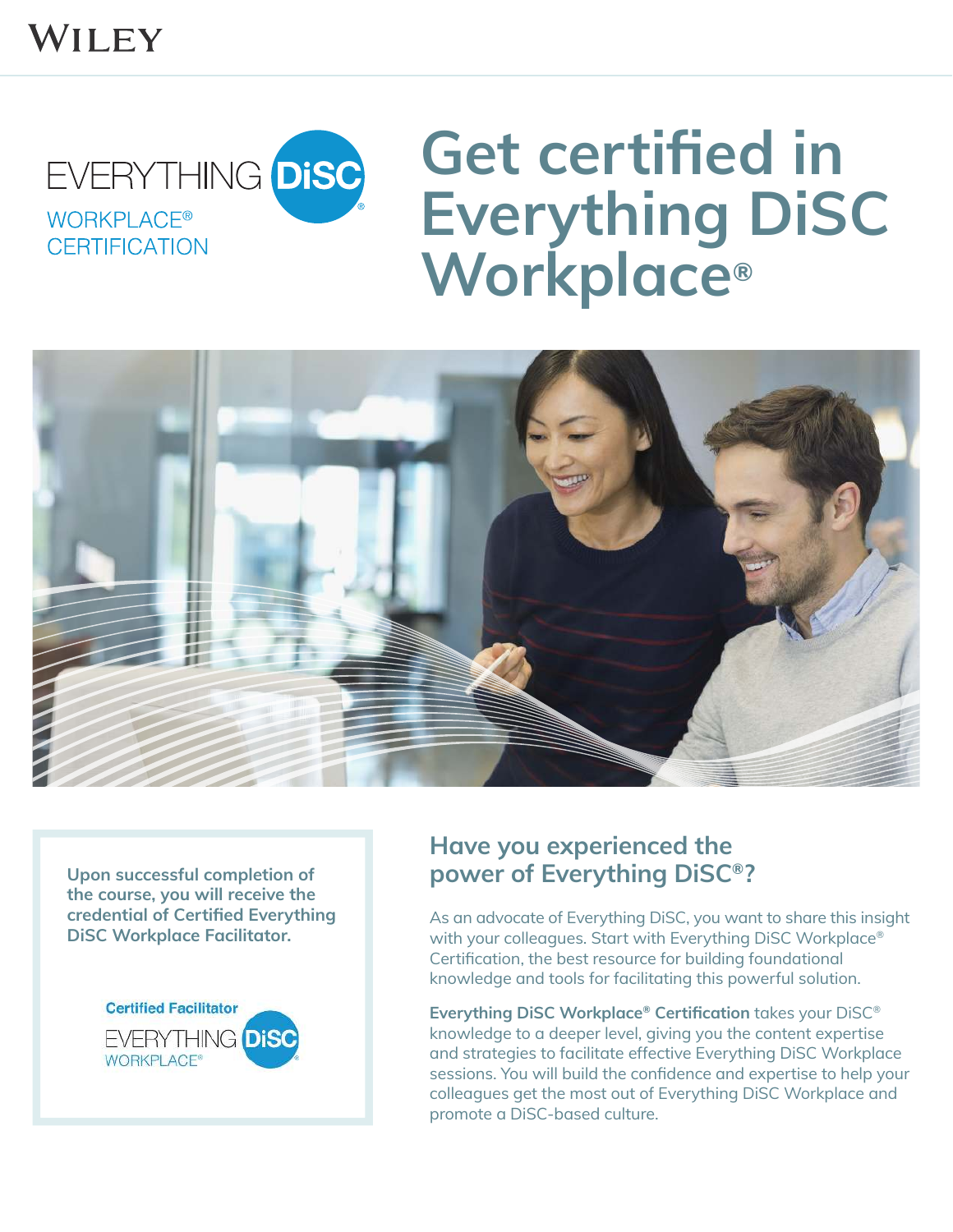WILEY

EVERYTHING DiSC® WORKPLACE® CERTIFICATION

# Get certified in Everything DiSC Workplace®

**Upon successful completion of the course, you will receive the credential of Certified Everything DiSC Workplace Facilitator.**

Certified Facilitator EVERYTHING DiSC® WORKPLACE®

## Have you experienced the power of Everything DiSC®?

As an advocate of Everything DiSC, you want to share this insight with your colleagues. Start with Everything DiSC Workplace® Certification, the best resource for building foundational knowledge and tools for facilitating this powerful solution.

**Everything DiSC Workplace® Certification** takes your DiSC® knowledge to a deeper level, giving you the content expertise and strategies to facilitate effective Everything DiSC Workplace sessions. You will build the confidence and expertise to help your colleagues get the most out of Everything DiSC Workplace and promote a DiSC-based culture.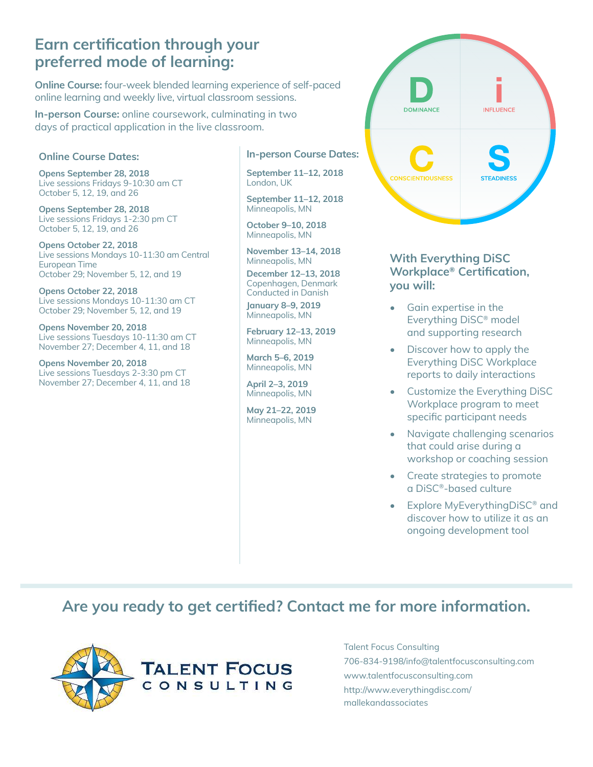# Earn certification through your preferred mode of learning:

**Online Course:** four-week blended learning experience of self-paced online learning and weekly live, virtual classroom sessions.

**In-person Course:** online coursework, culminating in two days of practical application in the live classroom.

### Online Course Dates:

**Opens September 28, 2018**
Live sessions Fridays 9-10:30 am CT
October 5, 12, 19, and 26

**Opens September 28, 2018**
Live sessions Fridays 1-2:30 pm CT
October 5, 12, 19, and 26

**Opens October 22, 2018**
Live sessions Mondays 10-11:30 am Central European Time
October 29; November 5, 12, and 19

**Opens October 22, 2018**
Live sessions Mondays 10-11:30 am CT
October 29; November 5, 12, and 19

**Opens November 20, 2018**
Live sessions Tuesdays 10-11:30 am CT
November 27; December 4, 11, and 18

**Opens November 20, 2018**
Live sessions Tuesdays 2-3:30 pm CT
November 27; December 4, 11, and 18

### In-person Course Dates:

**September 11–12, 2018**
London, UK

**September 11–12, 2018**
Minneapolis, MN

**October 9–10, 2018**
Minneapolis, MN

**November 13–14, 2018**
Minneapolis, MN

**December 12–13, 2018**
Copenhagen, Denmark
Conducted in Danish

**January 8–9, 2019**
Minneapolis, MN

**February 12–13, 2019**
Minneapolis, MN

**March 5–6, 2019**
Minneapolis, MN

**April 2–3, 2019**
Minneapolis, MN

**May 21–22, 2019**
Minneapolis, MN

D DOMINANCE
i INFLUENCE
C CONSCIENTIOUSNESS
S STEADINESS

### With Everything DiSC Workplace® Certification, you will:

- Gain expertise in the Everything DiSC® model and supporting research
- Discover how to apply the Everything DiSC Workplace reports to daily interactions
- Customize the Everything DiSC Workplace program to meet specific participant needs
- Navigate challenging scenarios that could arise during a workshop or coaching session
- Create strategies to promote a DiSC®-based culture
- Explore MyEverythingDiSC® and discover how to utilize it as an ongoing development tool

## Are you ready to get certified? Contact me for more information.

TALENT FOCUS CONSULTING

Talent Focus Consulting
706-834-9198/info@talentfocusconsulting.com
www.talentfocusconsulting.com
http://www.everythingdisc.com/mallekandassociates